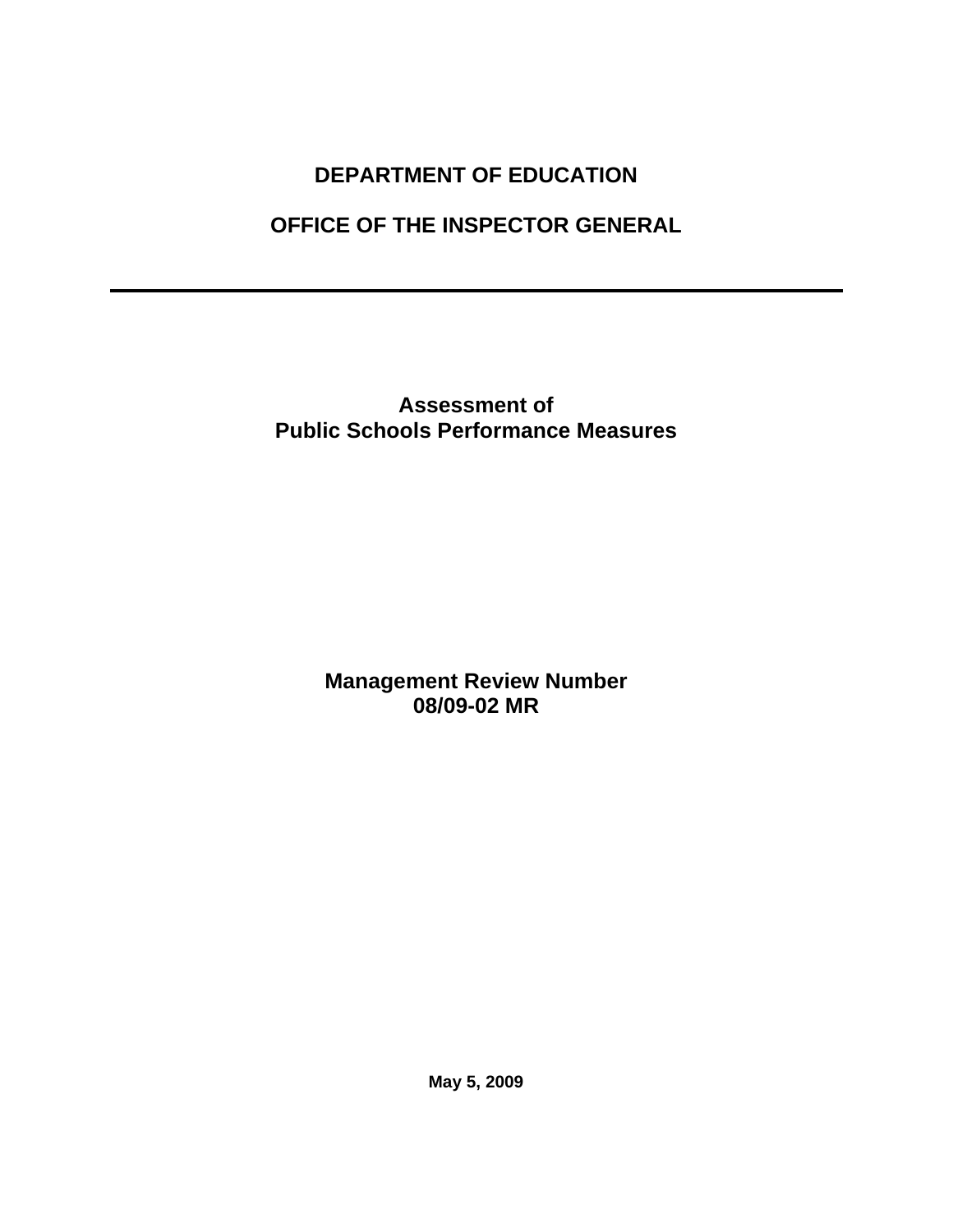# DEPARTMENT OF EDUCATION

# OFFICE OF THE INSPECTOR GENERAL

---

## Assessment of Public Schools Performance Measures

## Management Review Number 08/09-02 MR

**May 5, 2009**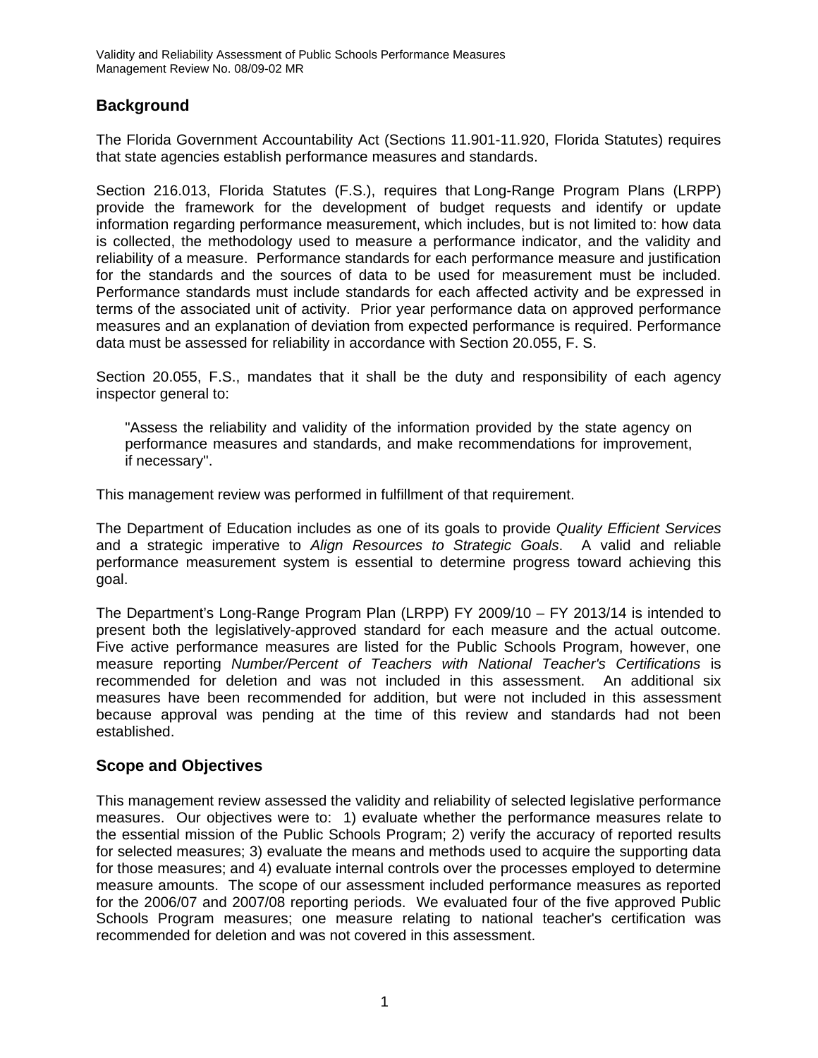## Background

The Florida Government Accountability Act (Sections 11.901-11.920, Florida Statutes) requires that state agencies establish performance measures and standards.

Section 216.013, Florida Statutes (F.S.), requires that Long-Range Program Plans (LRPP) provide the framework for the development of budget requests and identify or update information regarding performance measurement, which includes, but is not limited to: how data is collected, the methodology used to measure a performance indicator, and the validity and reliability of a measure. Performance standards for each performance measure and justification for the standards and the sources of data to be used for measurement must be included. Performance standards must include standards for each affected activity and be expressed in terms of the associated unit of activity. Prior year performance data on approved performance measures and an explanation of deviation from expected performance is required. Performance data must be assessed for reliability in accordance with Section 20.055, F. S.

Section 20.055, F.S., mandates that it shall be the duty and responsibility of each agency inspector general to:

> "Assess the reliability and validity of the information provided by the state agency on performance measures and standards, and make recommendations for improvement, if necessary".

This management review was performed in fulfillment of that requirement.

The Department of Education includes as one of its goals to provide *Quality Efficient Services* and a strategic imperative to *Align Resources to Strategic Goals*. A valid and reliable performance measurement system is essential to determine progress toward achieving this goal.

The Department's Long-Range Program Plan (LRPP) FY 2009/10 – FY 2013/14 is intended to present both the legislatively-approved standard for each measure and the actual outcome. Five active performance measures are listed for the Public Schools Program, however, one measure reporting *Number/Percent of Teachers with National Teacher's Certifications* is recommended for deletion and was not included in this assessment. An additional six measures have been recommended for addition, but were not included in this assessment because approval was pending at the time of this review and standards had not been established.

## Scope and Objectives

This management review assessed the validity and reliability of selected legislative performance measures. Our objectives were to: 1) evaluate whether the performance measures relate to the essential mission of the Public Schools Program; 2) verify the accuracy of reported results for selected measures; 3) evaluate the means and methods used to acquire the supporting data for those measures; and 4) evaluate internal controls over the processes employed to determine measure amounts. The scope of our assessment included performance measures as reported for the 2006/07 and 2007/08 reporting periods. We evaluated four of the five approved Public Schools Program measures; one measure relating to national teacher's certification was recommended for deletion and was not covered in this assessment.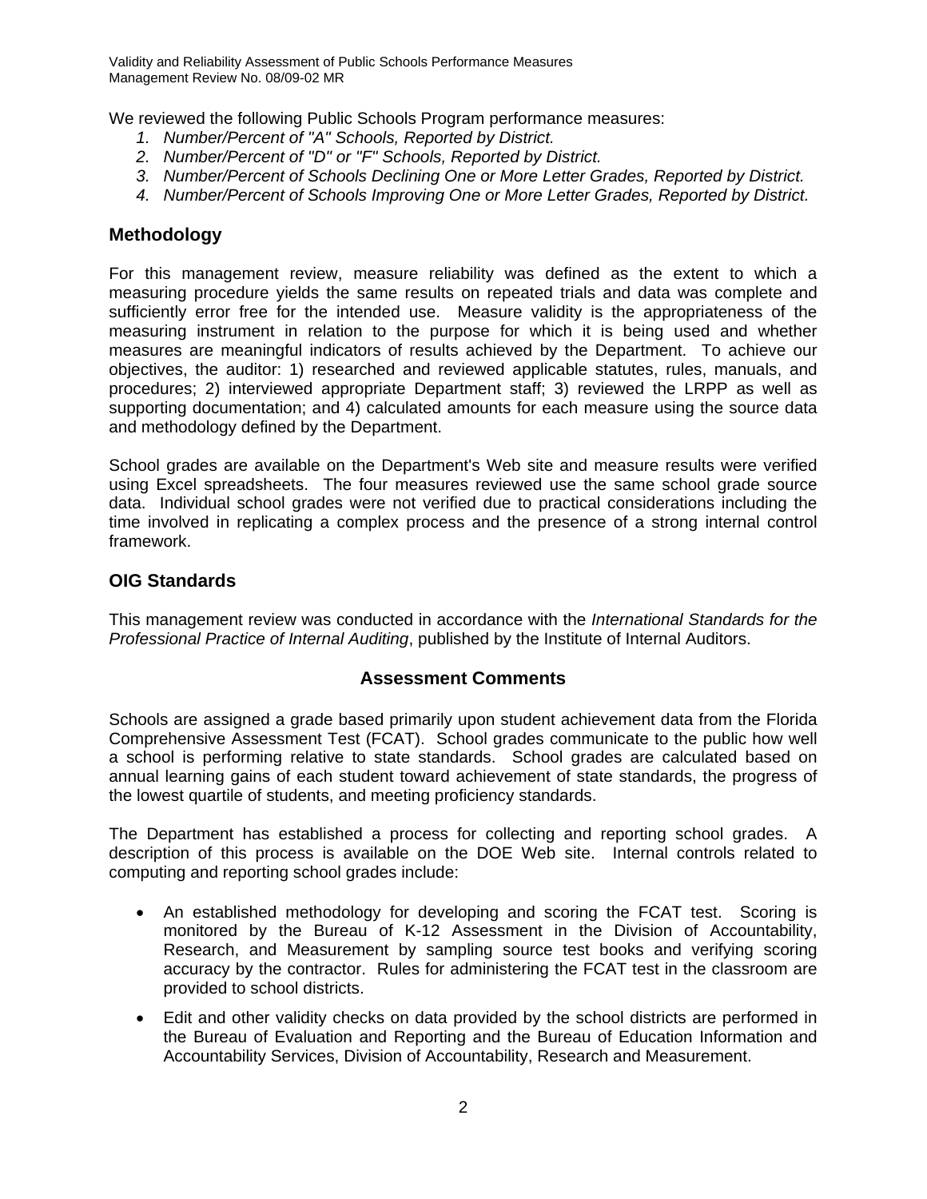We reviewed the following Public Schools Program performance measures:

1. *Number/Percent of "A" Schools, Reported by District.*
2. *Number/Percent of "D" or "F" Schools, Reported by District.*
3. *Number/Percent of Schools Declining One or More Letter Grades, Reported by District.*
4. *Number/Percent of Schools Improving One or More Letter Grades, Reported by District.*

## Methodology

For this management review, measure reliability was defined as the extent to which a measuring procedure yields the same results on repeated trials and data was complete and sufficiently error free for the intended use. Measure validity is the appropriateness of the measuring instrument in relation to the purpose for which it is being used and whether measures are meaningful indicators of results achieved by the Department. To achieve our objectives, the auditor: 1) researched and reviewed applicable statutes, rules, manuals, and procedures; 2) interviewed appropriate Department staff; 3) reviewed the LRPP as well as supporting documentation; and 4) calculated amounts for each measure using the source data and methodology defined by the Department.

School grades are available on the Department's Web site and measure results were verified using Excel spreadsheets. The four measures reviewed use the same school grade source data. Individual school grades were not verified due to practical considerations including the time involved in replicating a complex process and the presence of a strong internal control framework.

## OIG Standards

This management review was conducted in accordance with the *International Standards for the Professional Practice of Internal Auditing*, published by the Institute of Internal Auditors.

## Assessment Comments

Schools are assigned a grade based primarily upon student achievement data from the Florida Comprehensive Assessment Test (FCAT). School grades communicate to the public how well a school is performing relative to state standards. School grades are calculated based on annual learning gains of each student toward achievement of state standards, the progress of the lowest quartile of students, and meeting proficiency standards.

The Department has established a process for collecting and reporting school grades. A description of this process is available on the DOE Web site. Internal controls related to computing and reporting school grades include:

- An established methodology for developing and scoring the FCAT test. Scoring is monitored by the Bureau of K-12 Assessment in the Division of Accountability, Research, and Measurement by sampling source test books and verifying scoring accuracy by the contractor. Rules for administering the FCAT test in the classroom are provided to school districts.
- Edit and other validity checks on data provided by the school districts are performed in the Bureau of Evaluation and Reporting and the Bureau of Education Information and Accountability Services, Division of Accountability, Research and Measurement.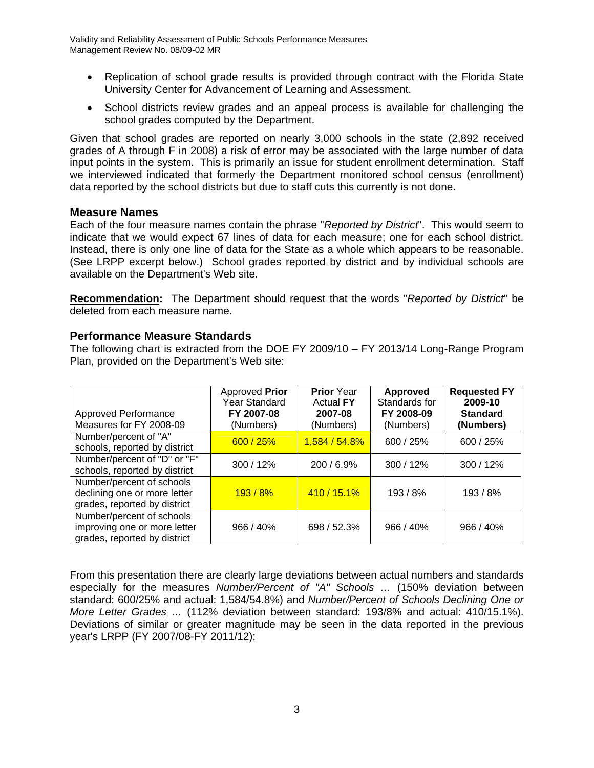- Replication of school grade results is provided through contract with the Florida State University Center for Advancement of Learning and Assessment.
- School districts review grades and an appeal process is available for challenging the school grades computed by the Department.

Given that school grades are reported on nearly 3,000 schools in the state (2,892 received grades of A through F in 2008) a risk of error may be associated with the large number of data input points in the system. This is primarily an issue for student enrollment determination. Staff we interviewed indicated that formerly the Department monitored school census (enrollment) data reported by the school districts but due to staff cuts this currently is not done.

### Measure Names

Each of the four measure names contain the phrase "*Reported by District*". This would seem to indicate that we would expect 67 lines of data for each measure; one for each school district. Instead, there is only one line of data for the State as a whole which appears to be reasonable. (See LRPP excerpt below.) School grades reported by district and by individual schools are available on the Department's Web site.

**Recommendation:** The Department should request that the words "*Reported by District*" be deleted from each measure name.

### Performance Measure Standards

The following chart is extracted from the DOE FY 2009/10 – FY 2013/14 Long-Range Program Plan, provided on the Department's Web site:

| Approved Performance Measures for FY 2008-09 | Approved **Prior** Year Standard **FY 2007-08** (Numbers) | **Prior** Year Actual **FY 2007-08** (Numbers) | **Approved** Standards for **FY 2008-09** (Numbers) | **Requested FY 2009-10 Standard (Numbers)** |
|---|---|---|---|---|
| Number/percent of "A" schools, reported by district | 600 / 25% | 1,584 / 54.8% | 600 / 25% | 600 / 25% |
| Number/percent of "D" or "F" schools, reported by district | 300 / 12% | 200 / 6.9% | 300 / 12% | 300 / 12% |
| Number/percent of schools declining one or more letter grades, reported by district | 193 / 8% | 410 / 15.1% | 193 / 8% | 193 / 8% |
| Number/percent of schools improving one or more letter grades, reported by district | 966 / 40% | 698 / 52.3% | 966 / 40% | 966 / 40% |

From this presentation there are clearly large deviations between actual numbers and standards especially for the measures *Number/Percent of "A" Schools …* (150% deviation between standard: 600/25% and actual: 1,584/54.8%) and *Number/Percent of Schools Declining One or More Letter Grades …* (112% deviation between standard: 193/8% and actual: 410/15.1%). Deviations of similar or greater magnitude may be seen in the data reported in the previous year's LRPP (FY 2007/08-FY 2011/12):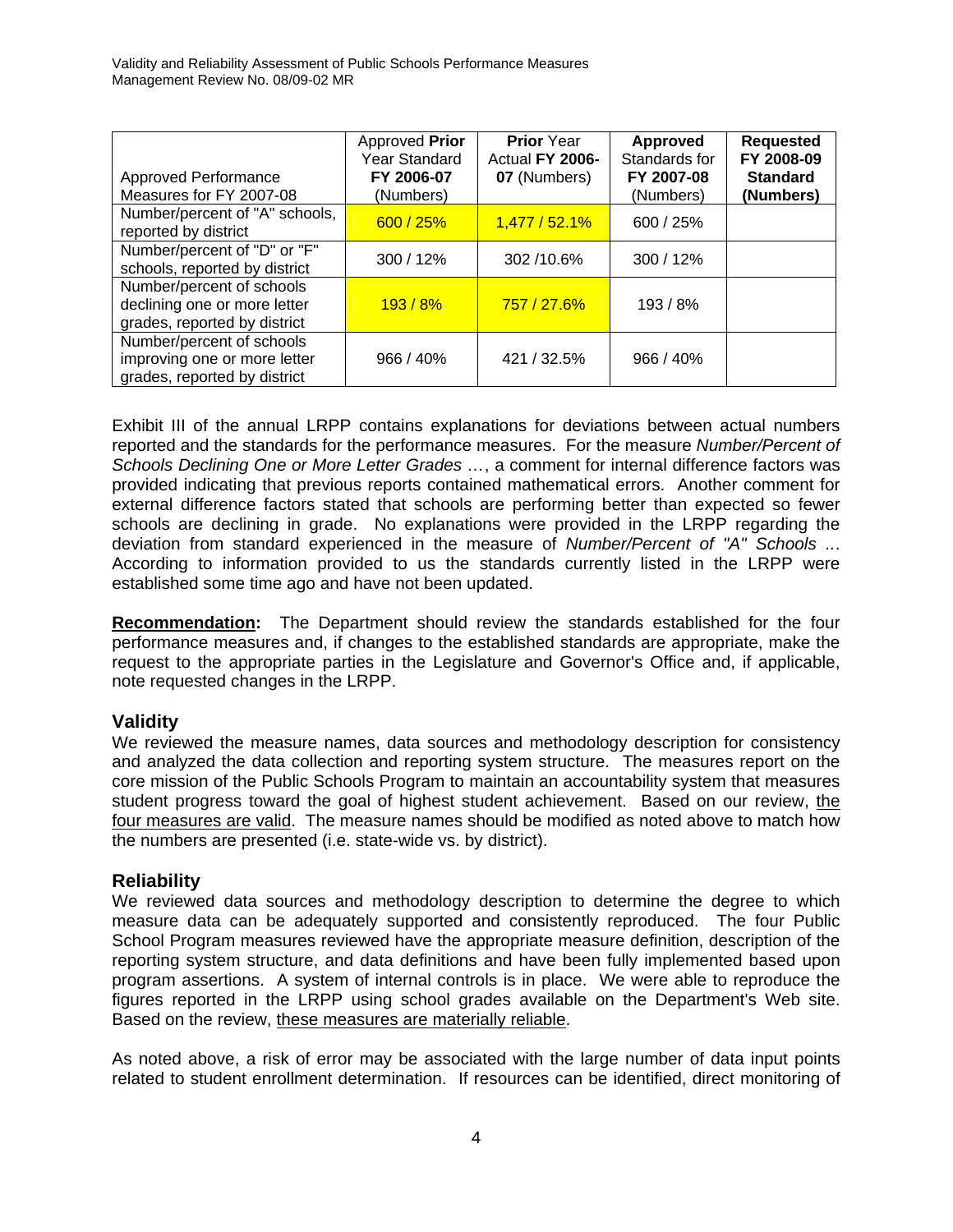| Approved Performance Measures for FY 2007-08 | Approved **Prior** Year Standard **FY 2006-07** (Numbers) | **Prior** Year Actual **FY 2006-07** (Numbers) | **Approved** Standards for **FY 2007-08** (Numbers) | **Requested FY 2008-09 Standard (Numbers)** |
|---|---|---|---|---|
| Number/percent of "A" schools, reported by district | 600 / 25% | 1,477 / 52.1% | 600 / 25% | |
| Number/percent of "D" or "F" schools, reported by district | 300 / 12% | 302 /10.6% | 300 / 12% | |
| Number/percent of schools declining one or more letter grades, reported by district | 193 / 8% | 757 / 27.6% | 193 / 8% | |
| Number/percent of schools improving one or more letter grades, reported by district | 966 / 40% | 421 / 32.5% | 966 / 40% | |

Exhibit III of the annual LRPP contains explanations for deviations between actual numbers reported and the standards for the performance measures. For the measure *Number/Percent of Schools Declining One or More Letter Grades …*, a comment for internal difference factors was provided indicating that previous reports contained mathematical errors. Another comment for external difference factors stated that schools are performing better than expected so fewer schools are declining in grade. No explanations were provided in the LRPP regarding the deviation from standard experienced in the measure of *Number/Percent of "A" Schools …* According to information provided to us the standards currently listed in the LRPP were established some time ago and have not been updated.

**Recommendation:** The Department should review the standards established for the four performance measures and, if changes to the established standards are appropriate, make the request to the appropriate parties in the Legislature and Governor's Office and, if applicable, note requested changes in the LRPP.

## Validity

We reviewed the measure names, data sources and methodology description for consistency and analyzed the data collection and reporting system structure. The measures report on the core mission of the Public Schools Program to maintain an accountability system that measures student progress toward the goal of highest student achievement. Based on our review, the four measures are valid. The measure names should be modified as noted above to match how the numbers are presented (i.e. state-wide vs. by district).

## Reliability

We reviewed data sources and methodology description to determine the degree to which measure data can be adequately supported and consistently reproduced. The four Public School Program measures reviewed have the appropriate measure definition, description of the reporting system structure, and data definitions and have been fully implemented based upon program assertions. A system of internal controls is in place. We were able to reproduce the figures reported in the LRPP using school grades available on the Department's Web site. Based on the review, these measures are materially reliable.

As noted above, a risk of error may be associated with the large number of data input points related to student enrollment determination. If resources can be identified, direct monitoring of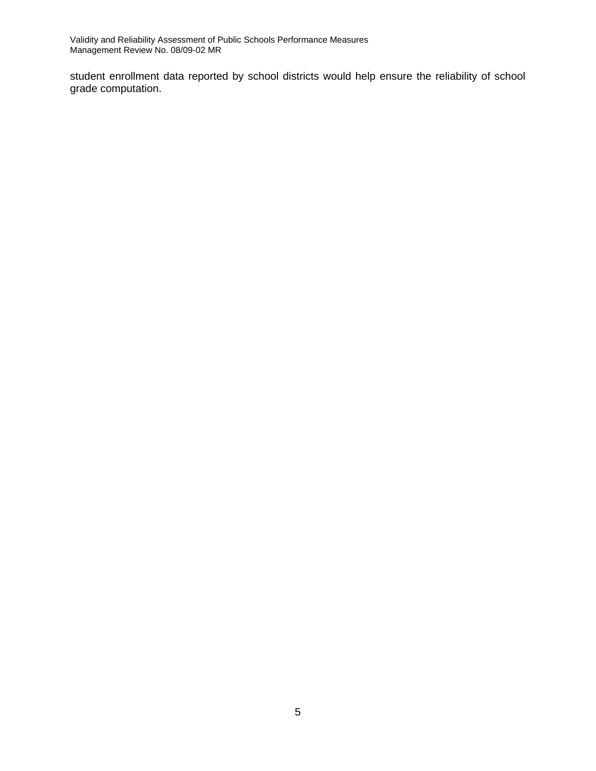student enrollment data reported by school districts would help ensure the reliability of school grade computation.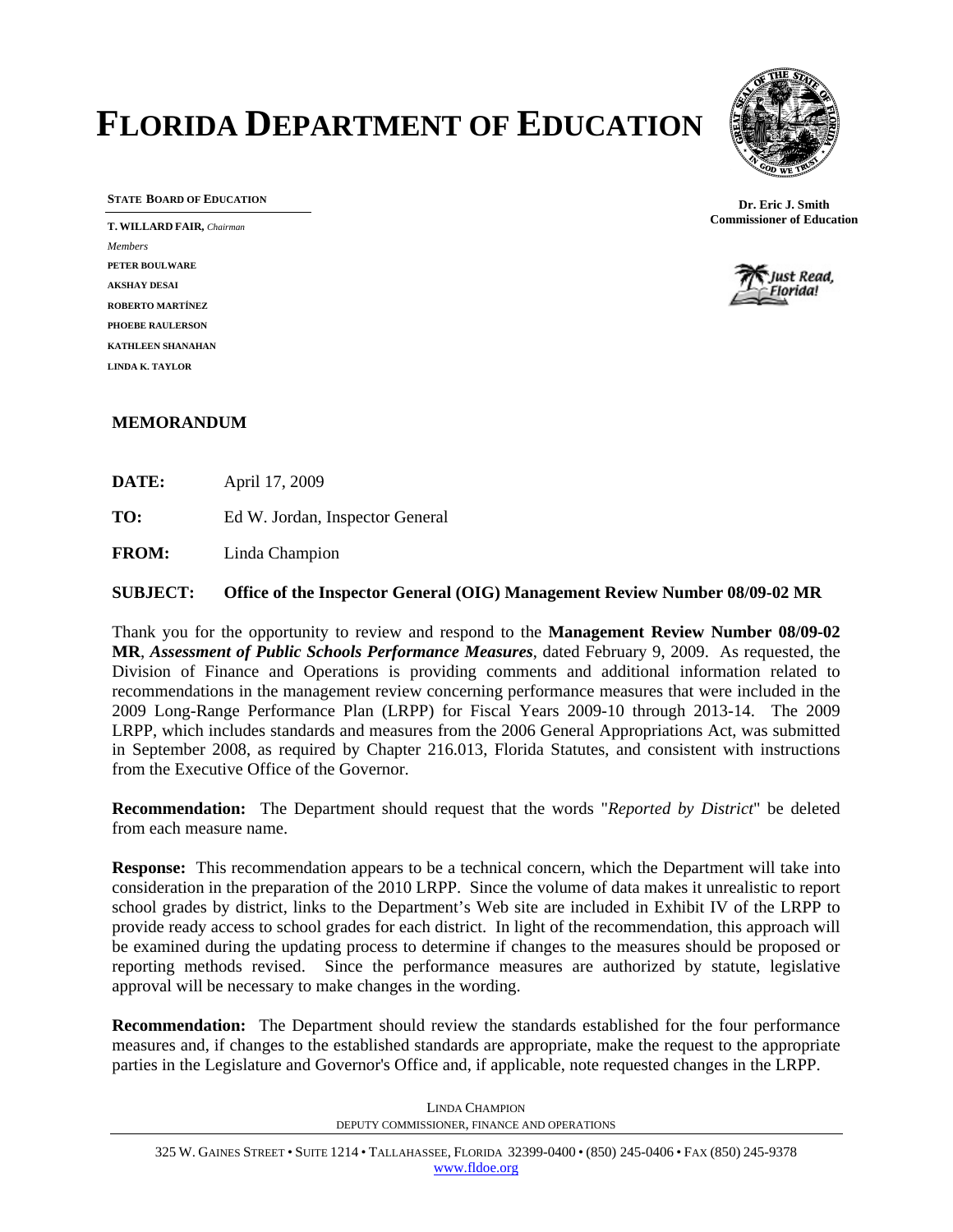# FLORIDA DEPARTMENT OF EDUCATION

**STATE BOARD OF EDUCATION**

**T. WILLARD FAIR,** *Chairman*

*Members*

**PETER BOULWARE**

**AKSHAY DESAI**

**ROBERTO MARTÍNEZ**

**PHOEBE RAULERSON**

**KATHLEEN SHANAHAN**

**LINDA K. TAYLOR**

**Dr. Eric J. Smith**
**Commissioner of Education**

Just Read, Florida!

## MEMORANDUM

**DATE:** April 17, 2009

**TO:** Ed W. Jordan, Inspector General

**FROM:** Linda Champion

**SUBJECT: Office of the Inspector General (OIG) Management Review Number 08/09-02 MR**

Thank you for the opportunity to review and respond to the **Management Review Number 08/09-02 MR**, ***Assessment of Public Schools Performance Measures***, dated February 9, 2009. As requested, the Division of Finance and Operations is providing comments and additional information related to recommendations in the management review concerning performance measures that were included in the 2009 Long-Range Performance Plan (LRPP) for Fiscal Years 2009-10 through 2013-14. The 2009 LRPP, which includes standards and measures from the 2006 General Appropriations Act, was submitted in September 2008, as required by Chapter 216.013, Florida Statutes, and consistent with instructions from the Executive Office of the Governor.

**Recommendation:** The Department should request that the words "*Reported by District*" be deleted from each measure name.

**Response:** This recommendation appears to be a technical concern, which the Department will take into consideration in the preparation of the 2010 LRPP. Since the volume of data makes it unrealistic to report school grades by district, links to the Department's Web site are included in Exhibit IV of the LRPP to provide ready access to school grades for each district. In light of the recommendation, this approach will be examined during the updating process to determine if changes to the measures should be proposed or reporting methods revised. Since the performance measures are authorized by statute, legislative approval will be necessary to make changes in the wording.

**Recommendation:** The Department should review the standards established for the four performance measures and, if changes to the established standards are appropriate, make the request to the appropriate parties in the Legislature and Governor's Office and, if applicable, note requested changes in the LRPP.

LINDA CHAMPION
DEPUTY COMMISSIONER, FINANCE AND OPERATIONS

325 W. GAINES STREET • SUITE 1214 • TALLAHASSEE, FLORIDA 32399-0400 • (850) 245-0406 • FAX (850) 245-9378
www.fldoe.org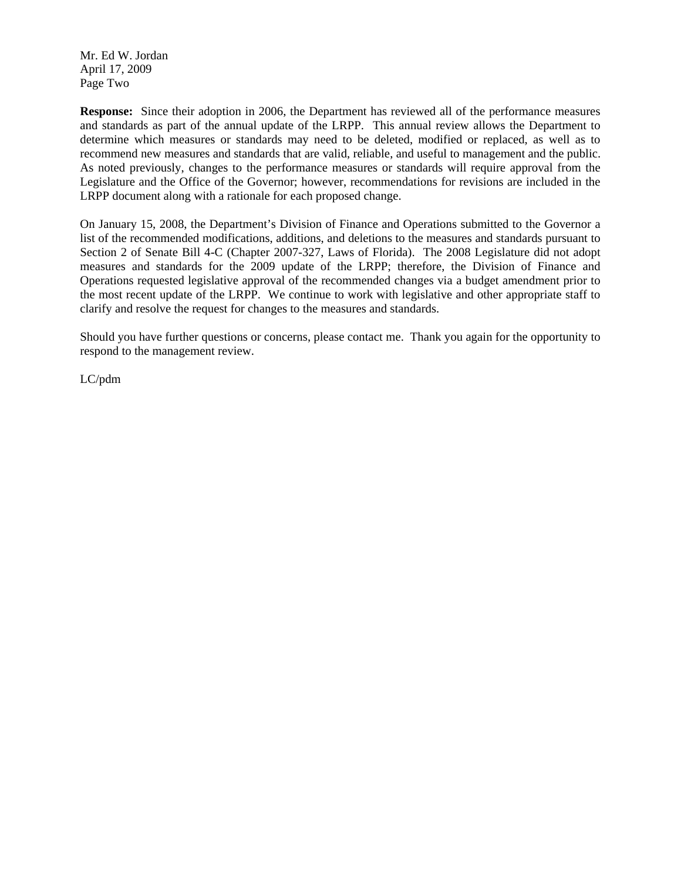Mr. Ed W. Jordan
April 17, 2009
Page Two

**Response:** Since their adoption in 2006, the Department has reviewed all of the performance measures and standards as part of the annual update of the LRPP. This annual review allows the Department to determine which measures or standards may need to be deleted, modified or replaced, as well as to recommend new measures and standards that are valid, reliable, and useful to management and the public. As noted previously, changes to the performance measures or standards will require approval from the Legislature and the Office of the Governor; however, recommendations for revisions are included in the LRPP document along with a rationale for each proposed change.

On January 15, 2008, the Department's Division of Finance and Operations submitted to the Governor a list of the recommended modifications, additions, and deletions to the measures and standards pursuant to Section 2 of Senate Bill 4-C (Chapter 2007-327, Laws of Florida). The 2008 Legislature did not adopt measures and standards for the 2009 update of the LRPP; therefore, the Division of Finance and Operations requested legislative approval of the recommended changes via a budget amendment prior to the most recent update of the LRPP. We continue to work with legislative and other appropriate staff to clarify and resolve the request for changes to the measures and standards.

Should you have further questions or concerns, please contact me. Thank you again for the opportunity to respond to the management review.

LC/pdm